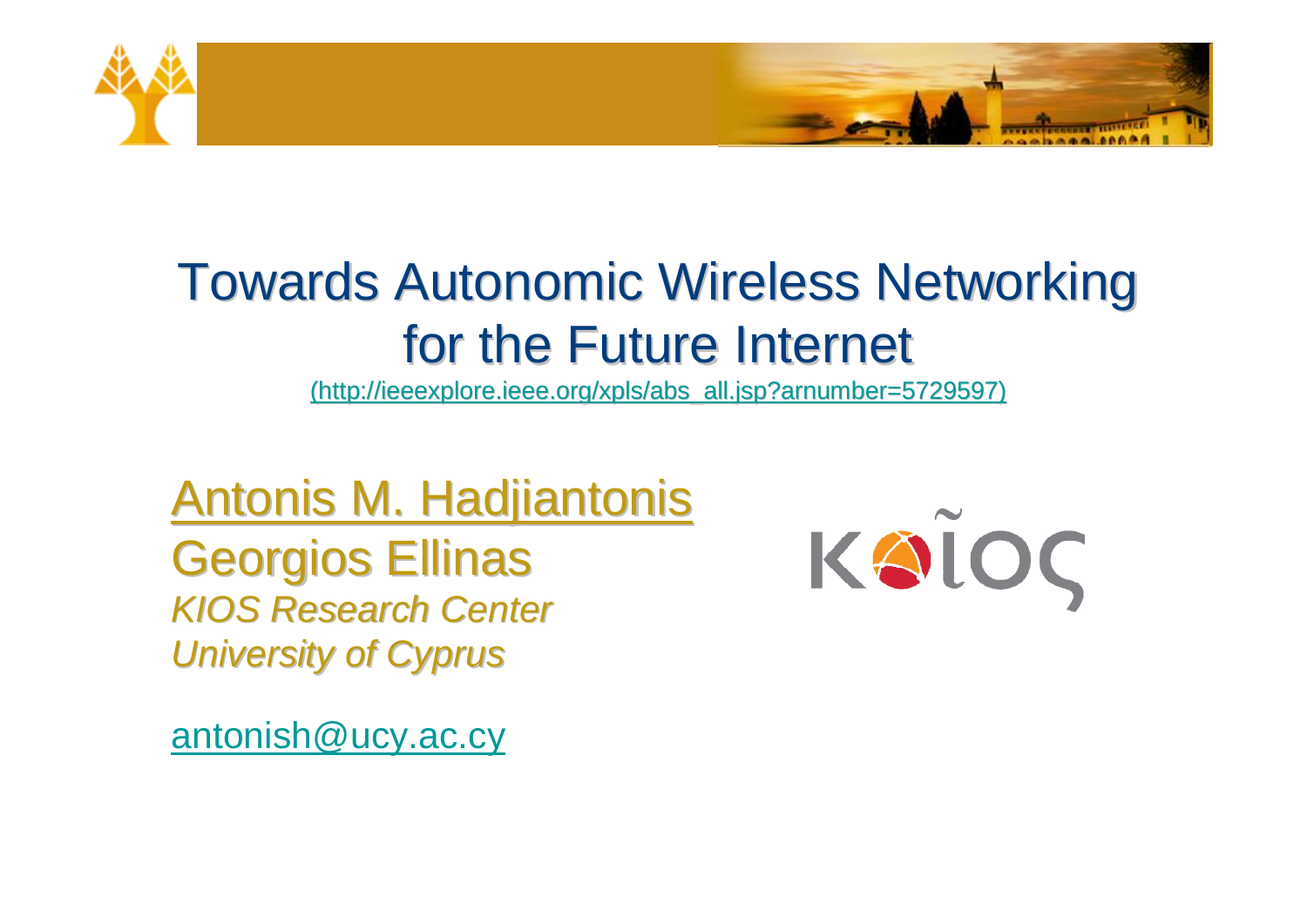# Towards Autonomic Wireless Networking for the Future Internet

(http://ieeexplore.ieee.org/xpls/abs_all.jsp?arnumber=5729597)

Antonis M. Hadjiantonis
Georgios Ellinas
*KIOS Research Center*
*University of Cyprus*

antonish@ucy.ac.cy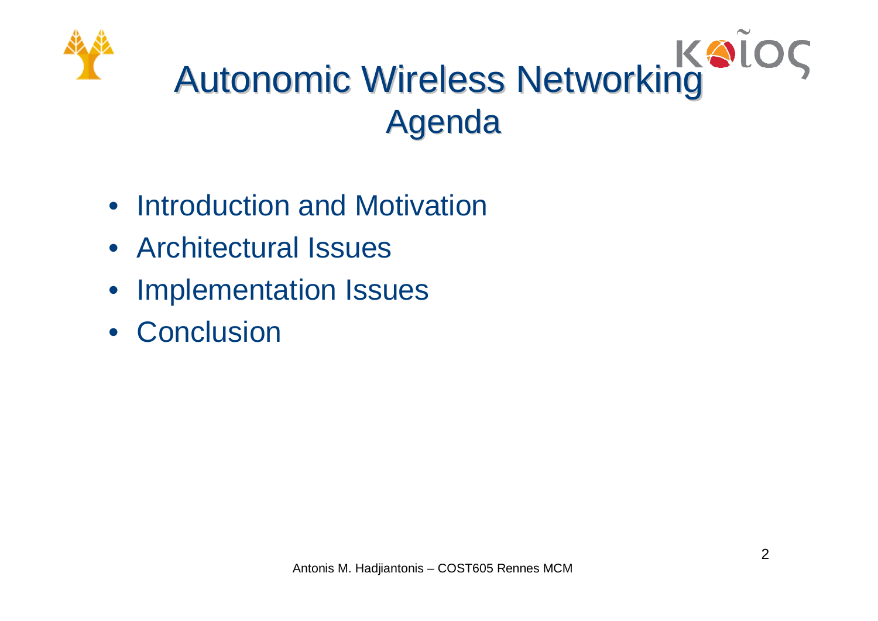# Autonomic Wireless Networking

## Agenda

- Introduction and Motivation
- Architectural Issues
- Implementation Issues
- Conclusion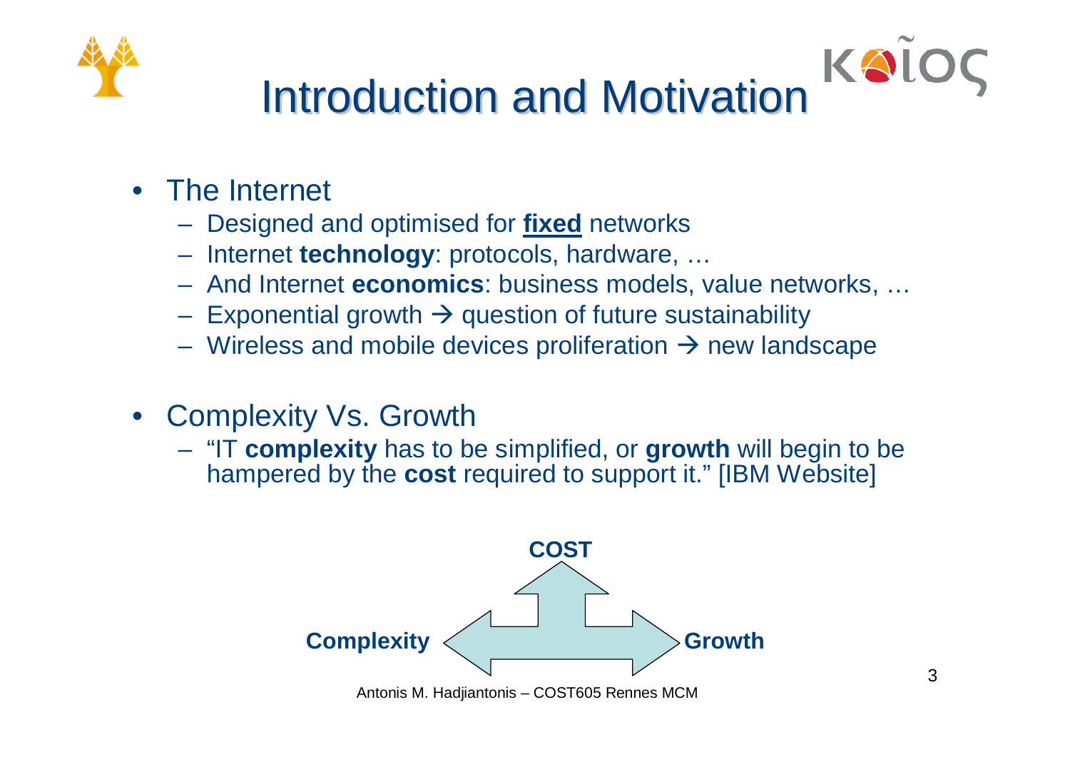# Introduction and Motivation

- The Internet
  - Designed and optimised for **fixed** networks
  - Internet **technology**: protocols, hardware, …
  - And Internet **economics**: business models, value networks, …
  - Exponential growth → question of future sustainability
  - Wireless and mobile devices proliferation → new landscape
- Complexity Vs. Growth
  - "IT **complexity** has to be simplified, or **growth** will begin to be hampered by the **cost** required to support it." [IBM Website]

**COST**

**Complexity** **Growth**

Antonis M. Hadjiantonis – COST605 Rennes MCM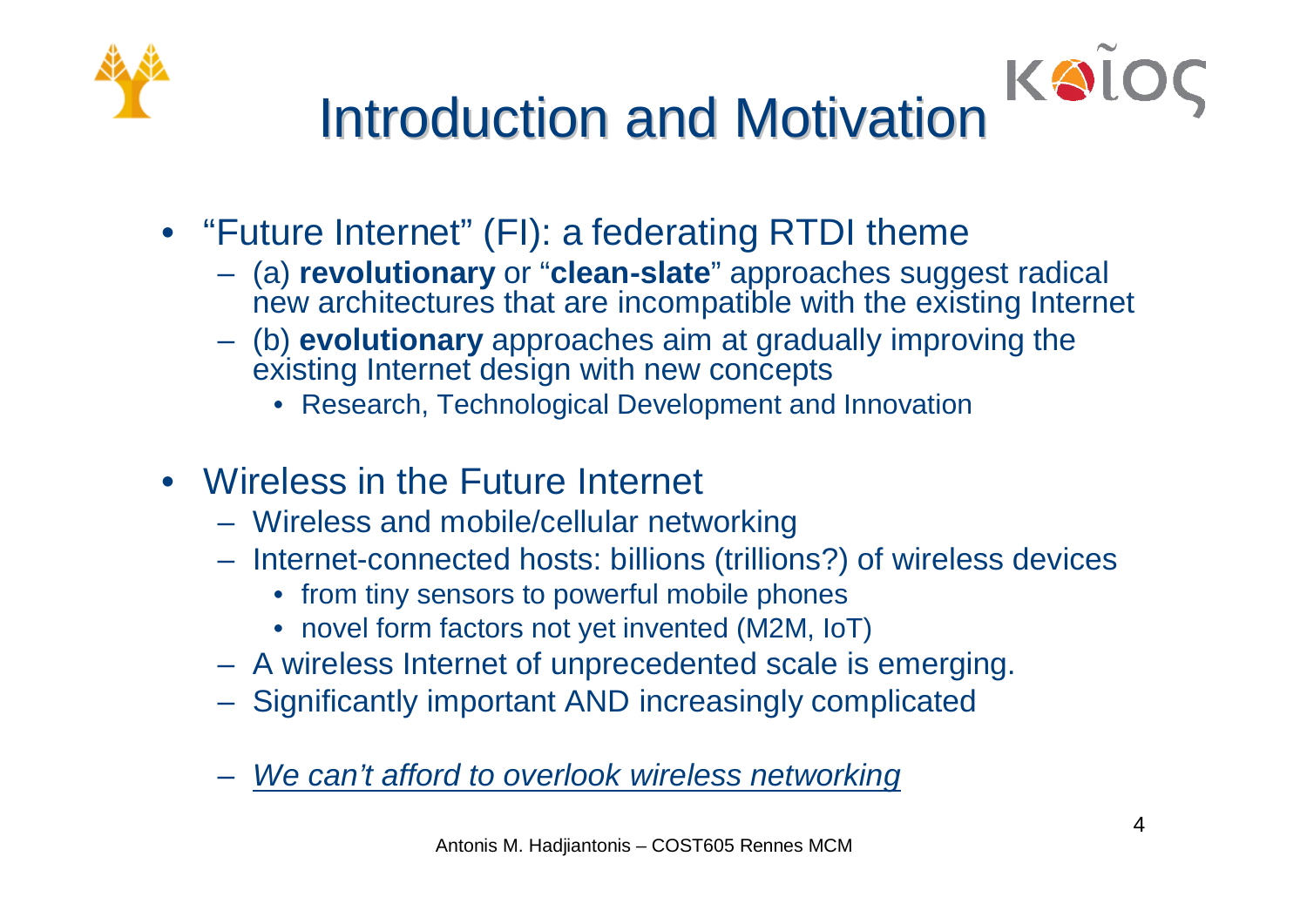# Introduction and Motivation

- "Future Internet" (FI): a federating RTDI theme
  - (a) **revolutionary** or "**clean-slate**" approaches suggest radical new architectures that are incompatible with the existing Internet
  - (b) **evolutionary** approaches aim at gradually improving the existing Internet design with new concepts
    - Research, Technological Development and Innovation
- Wireless in the Future Internet
  - Wireless and mobile/cellular networking
  - Internet-connected hosts: billions (trillions?) of wireless devices
    - from tiny sensors to powerful mobile phones
    - novel form factors not yet invented (M2M, IoT)
  - A wireless Internet of unprecedented scale is emerging.
  - Significantly important AND increasingly complicated
  - *We can't afford to overlook wireless networking*

Antonis M. Hadjiantonis – COST605 Rennes MCM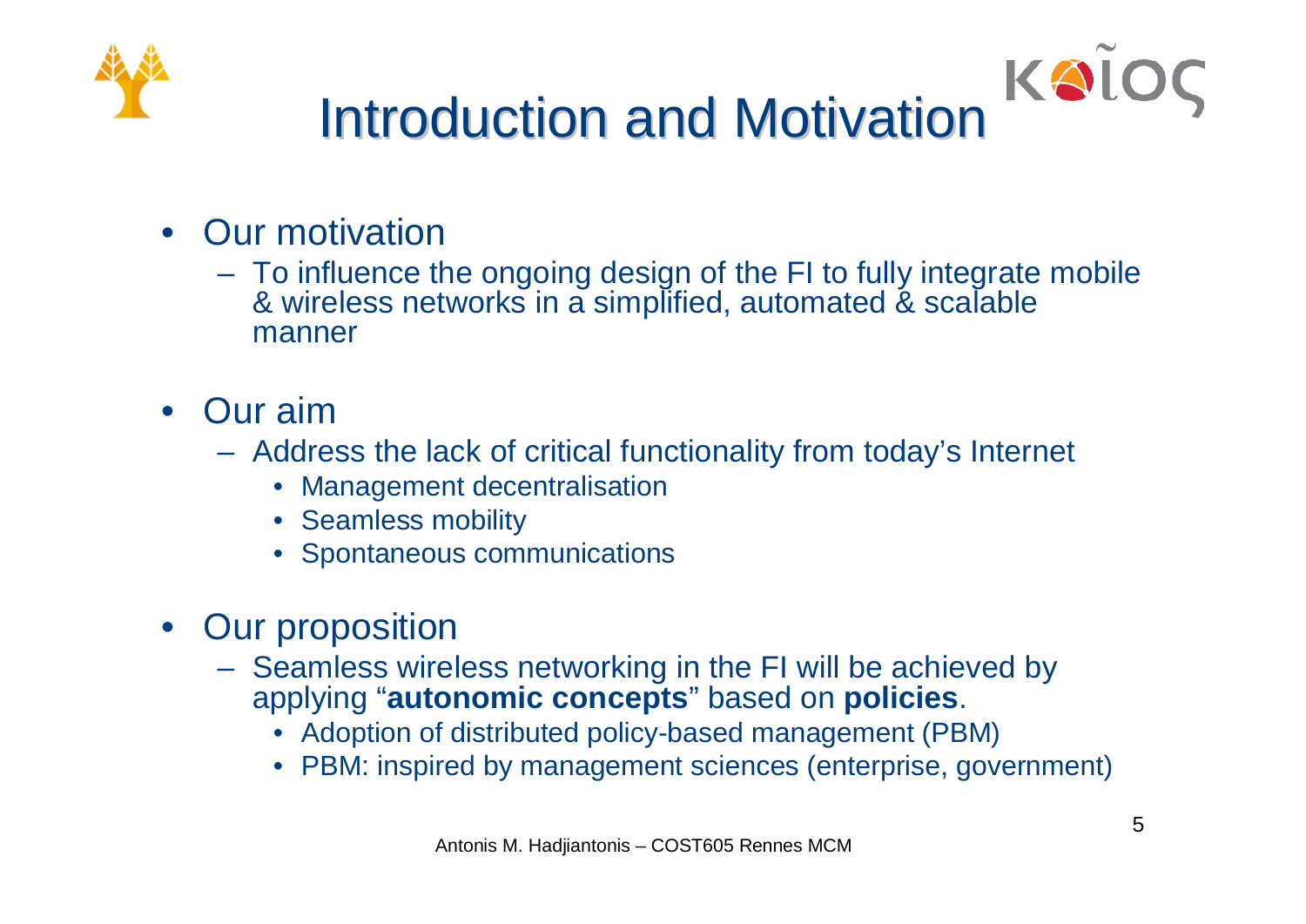# Introduction and Motivation

- Our motivation
  - To influence the ongoing design of the FI to fully integrate mobile & wireless networks in a simplified, automated & scalable manner
- Our aim
  - Address the lack of critical functionality from today's Internet
    - Management decentralisation
    - Seamless mobility
    - Spontaneous communications
- Our proposition
  - Seamless wireless networking in the FI will be achieved by applying "**autonomic concepts**" based on **policies**.
    - Adoption of distributed policy-based management (PBM)
    - PBM: inspired by management sciences (enterprise, government)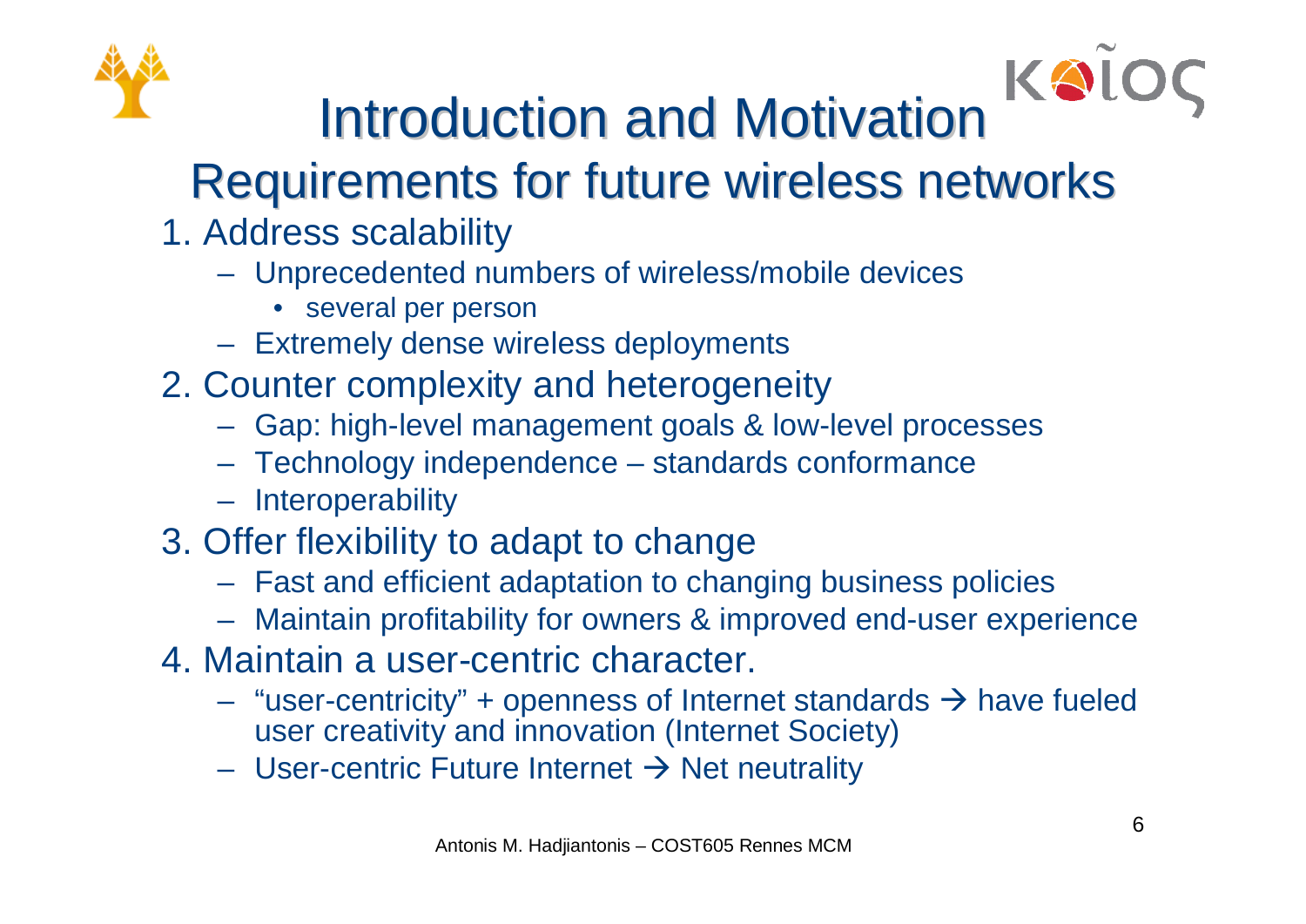# Introduction and Motivation

## Requirements for future wireless networks

1. Address scalability
   - Unprecedented numbers of wireless/mobile devices
     - several per person
   - Extremely dense wireless deployments
2. Counter complexity and heterogeneity
   - Gap: high-level management goals & low-level processes
   - Technology independence – standards conformance
   - Interoperability
3. Offer flexibility to adapt to change
   - Fast and efficient adaptation to changing business policies
   - Maintain profitability for owners & improved end-user experience
4. Maintain a user-centric character.
   - "user-centricity" + openness of Internet standards → have fueled user creativity and innovation (Internet Society)
   - User-centric Future Internet → Net neutrality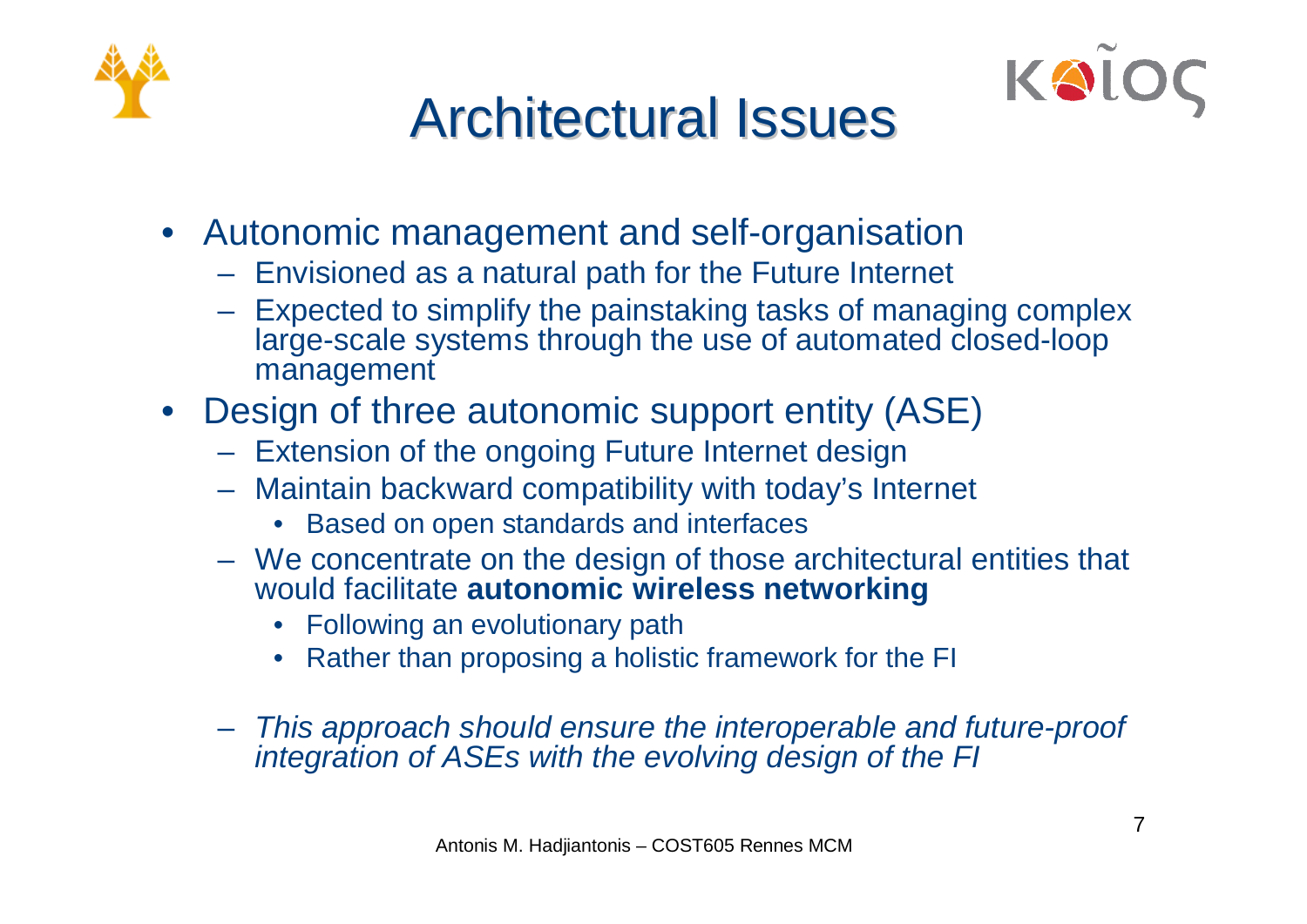# Architectural Issues

- Autonomic management and self-organisation
  - Envisioned as a natural path for the Future Internet
  - Expected to simplify the painstaking tasks of managing complex large-scale systems through the use of automated closed-loop management
- Design of three autonomic support entity (ASE)
  - Extension of the ongoing Future Internet design
  - Maintain backward compatibility with today's Internet
    - Based on open standards and interfaces
  - We concentrate on the design of those architectural entities that would facilitate **autonomic wireless networking**
    - Following an evolutionary path
    - Rather than proposing a holistic framework for the FI
  - *This approach should ensure the interoperable and future-proof integration of ASEs with the evolving design of the FI*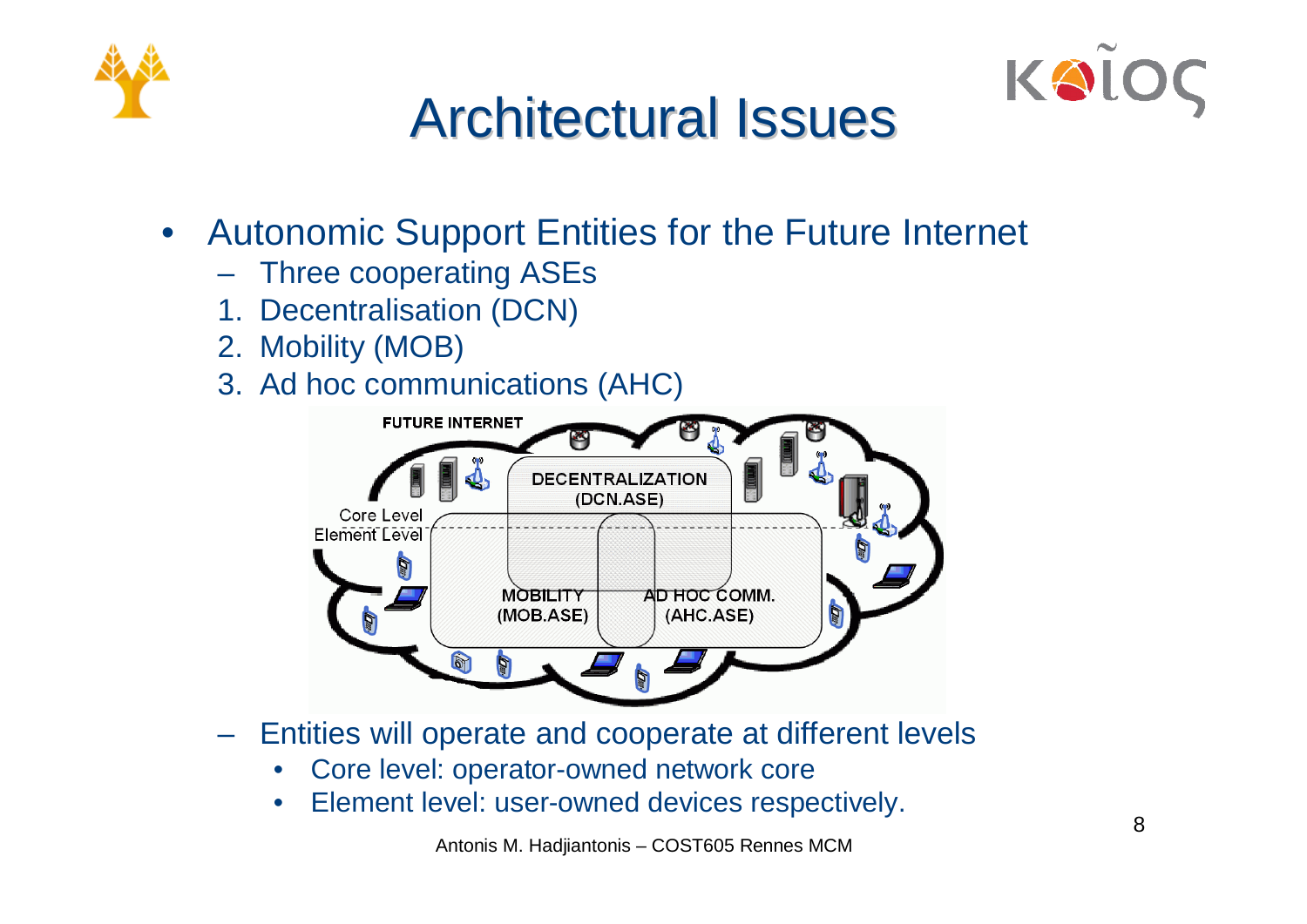# Architectural Issues

- Autonomic Support Entities for the Future Internet
  - Three cooperating ASEs
  1. Decentralisation (DCN)
  2. Mobility (MOB)
  3. Ad hoc communications (AHC)

  - Entities will operate and cooperate at different levels
    - Core level: operator-owned network core
    - Element level: user-owned devices respectively.

Antonis M. Hadjiantonis – COST605 Rennes MCM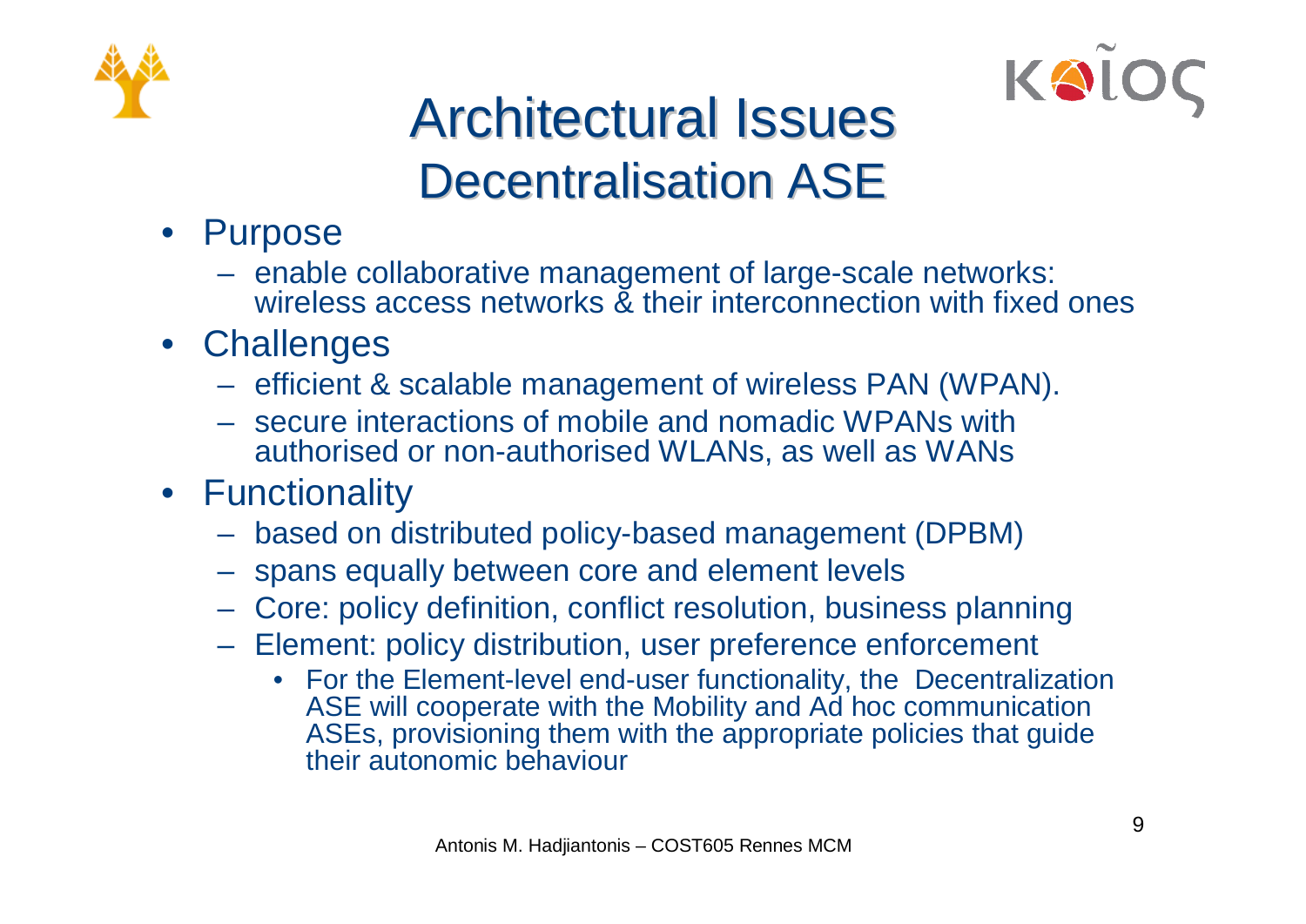# Architectural Issues
## Decentralisation ASE

- Purpose
  - enable collaborative management of large-scale networks: wireless access networks & their interconnection with fixed ones
- Challenges
  - efficient & scalable management of wireless PAN (WPAN).
  - secure interactions of mobile and nomadic WPANs with authorised or non-authorised WLANs, as well as WANs
- Functionality
  - based on distributed policy-based management (DPBM)
  - spans equally between core and element levels
  - Core: policy definition, conflict resolution, business planning
  - Element: policy distribution, user preference enforcement
    - For the Element-level end-user functionality, the Decentralization ASE will cooperate with the Mobility and Ad hoc communication ASEs, provisioning them with the appropriate policies that guide their autonomic behaviour

Antonis M. Hadjiantonis – COST605 Rennes MCM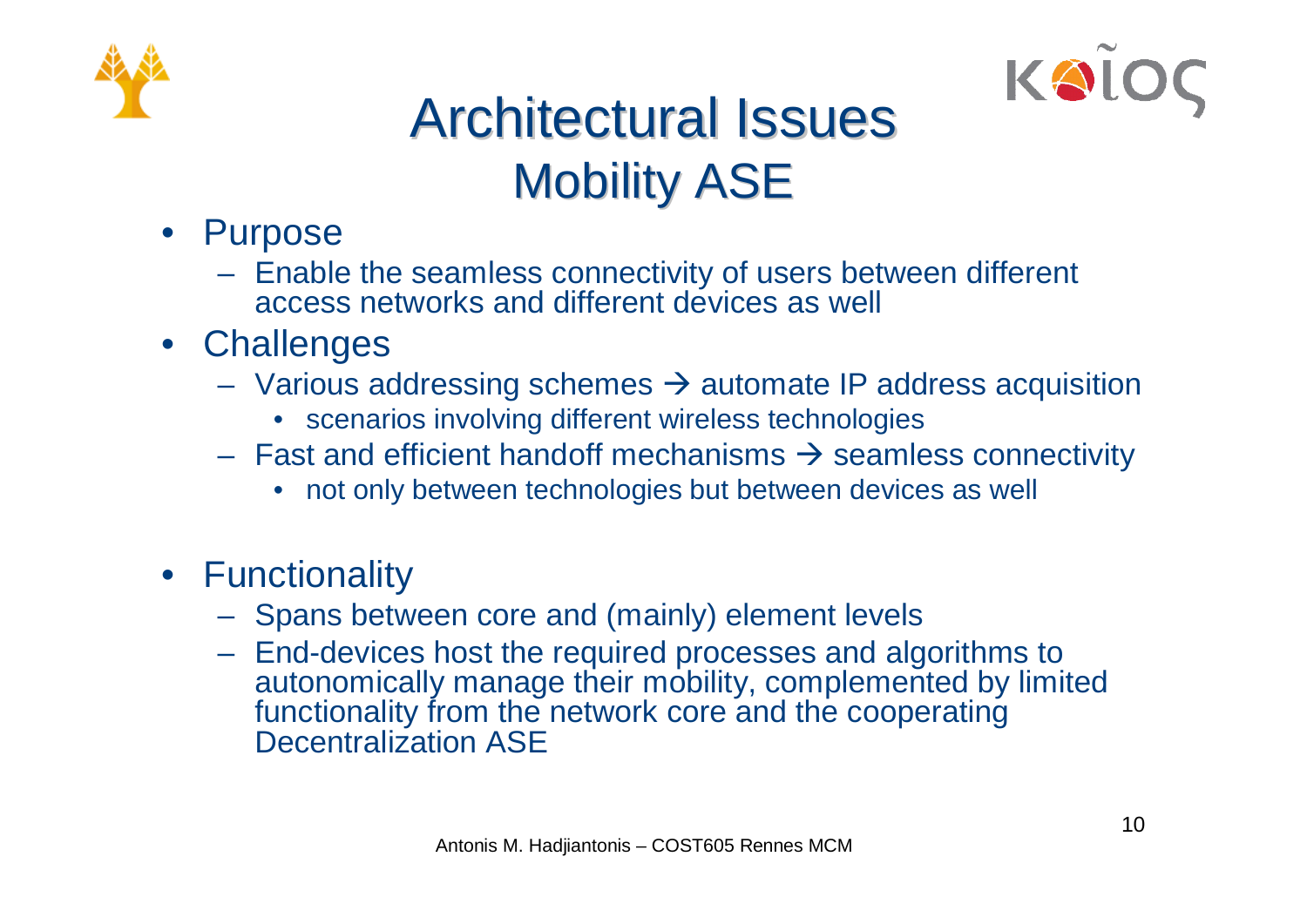# Architectural Issues
## Mobility ASE

- Purpose
  - Enable the seamless connectivity of users between different access networks and different devices as well
- Challenges
  - Various addressing schemes → automate IP address acquisition
    - scenarios involving different wireless technologies
  - Fast and efficient handoff mechanisms → seamless connectivity
    - not only between technologies but between devices as well
- Functionality
  - Spans between core and (mainly) element levels
  - End-devices host the required processes and algorithms to autonomically manage their mobility, complemented by limited functionality from the network core and the cooperating Decentralization ASE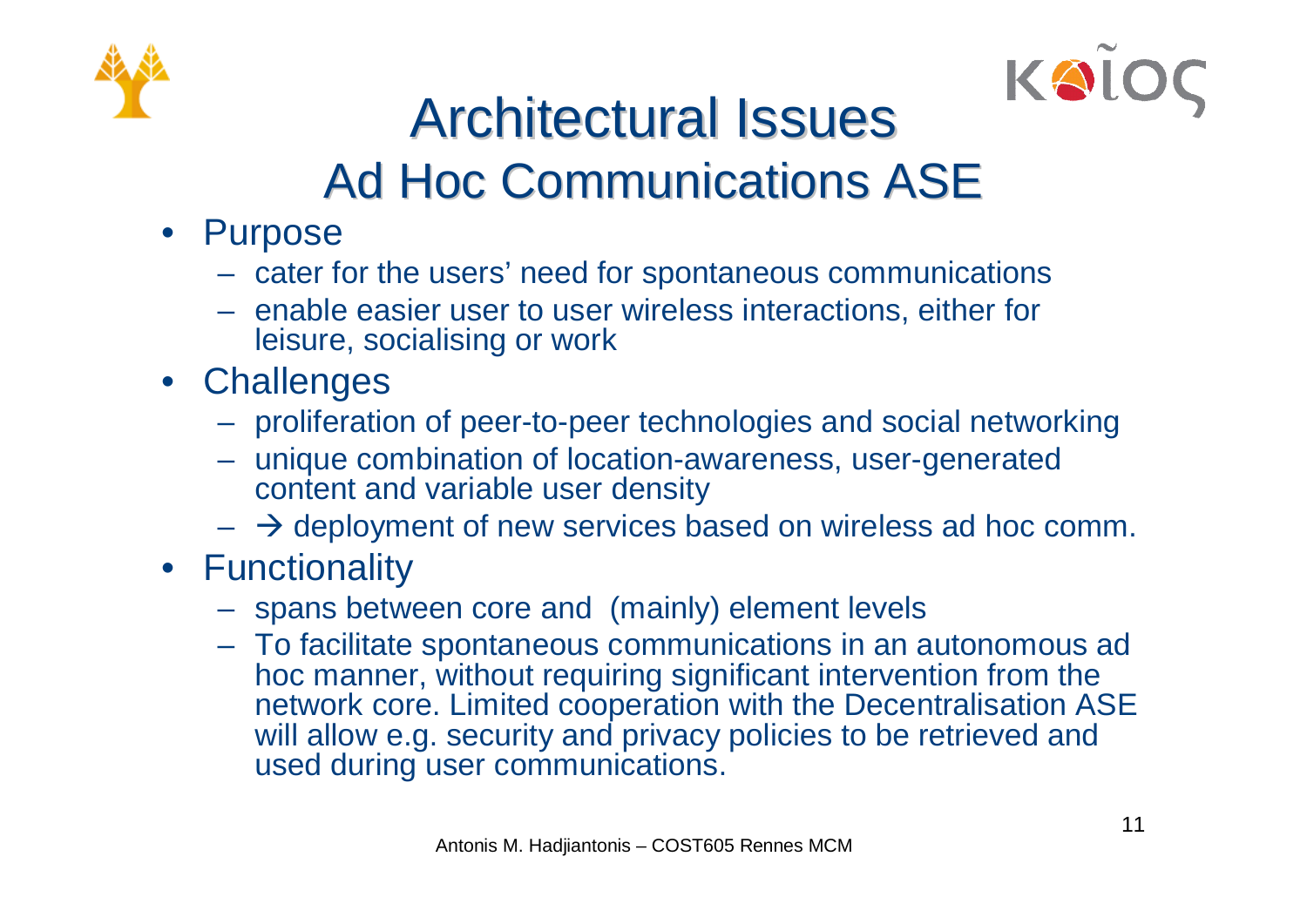# Architectural Issues
## Ad Hoc Communications ASE

- Purpose
  - cater for the users' need for spontaneous communications
  - enable easier user to user wireless interactions, either for leisure, socialising or work
- Challenges
  - proliferation of peer-to-peer technologies and social networking
  - unique combination of location-awareness, user-generated content and variable user density
  - → deployment of new services based on wireless ad hoc comm.
- Functionality
  - spans between core and (mainly) element levels
  - To facilitate spontaneous communications in an autonomous ad hoc manner, without requiring significant intervention from the network core. Limited cooperation with the Decentralisation ASE will allow e.g. security and privacy policies to be retrieved and used during user communications.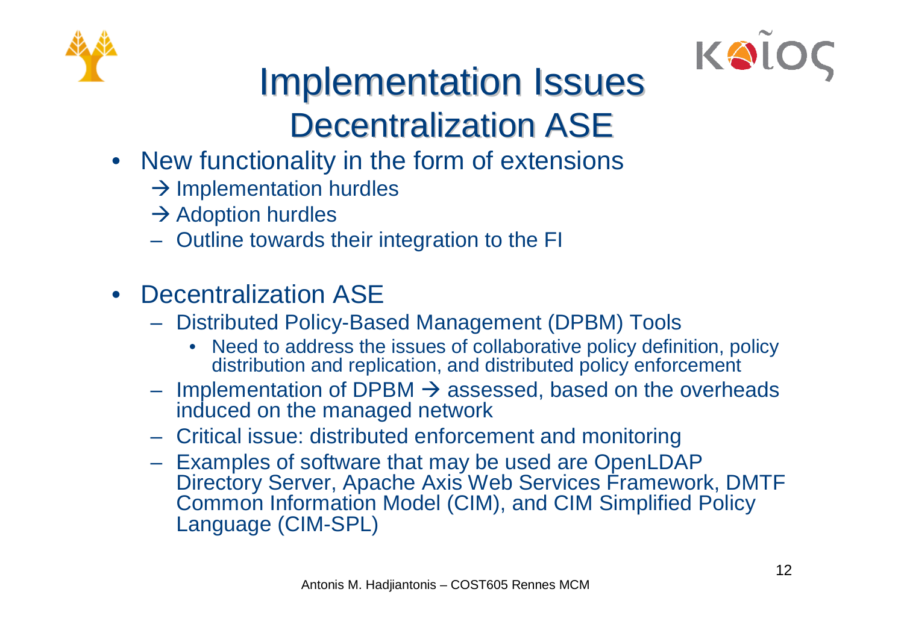# Implementation Issues

## Decentralization ASE

- New functionality in the form of extensions
  - → Implementation hurdles
  - → Adoption hurdles
  - Outline towards their integration to the FI

- Decentralization ASE
  - Distributed Policy-Based Management (DPBM) Tools
    - Need to address the issues of collaborative policy definition, policy distribution and replication, and distributed policy enforcement
  - Implementation of DPBM → assessed, based on the overheads induced on the managed network
  - Critical issue: distributed enforcement and monitoring
  - Examples of software that may be used are OpenLDAP Directory Server, Apache Axis Web Services Framework, DMTF Common Information Model (CIM), and CIM Simplified Policy Language (CIM-SPL)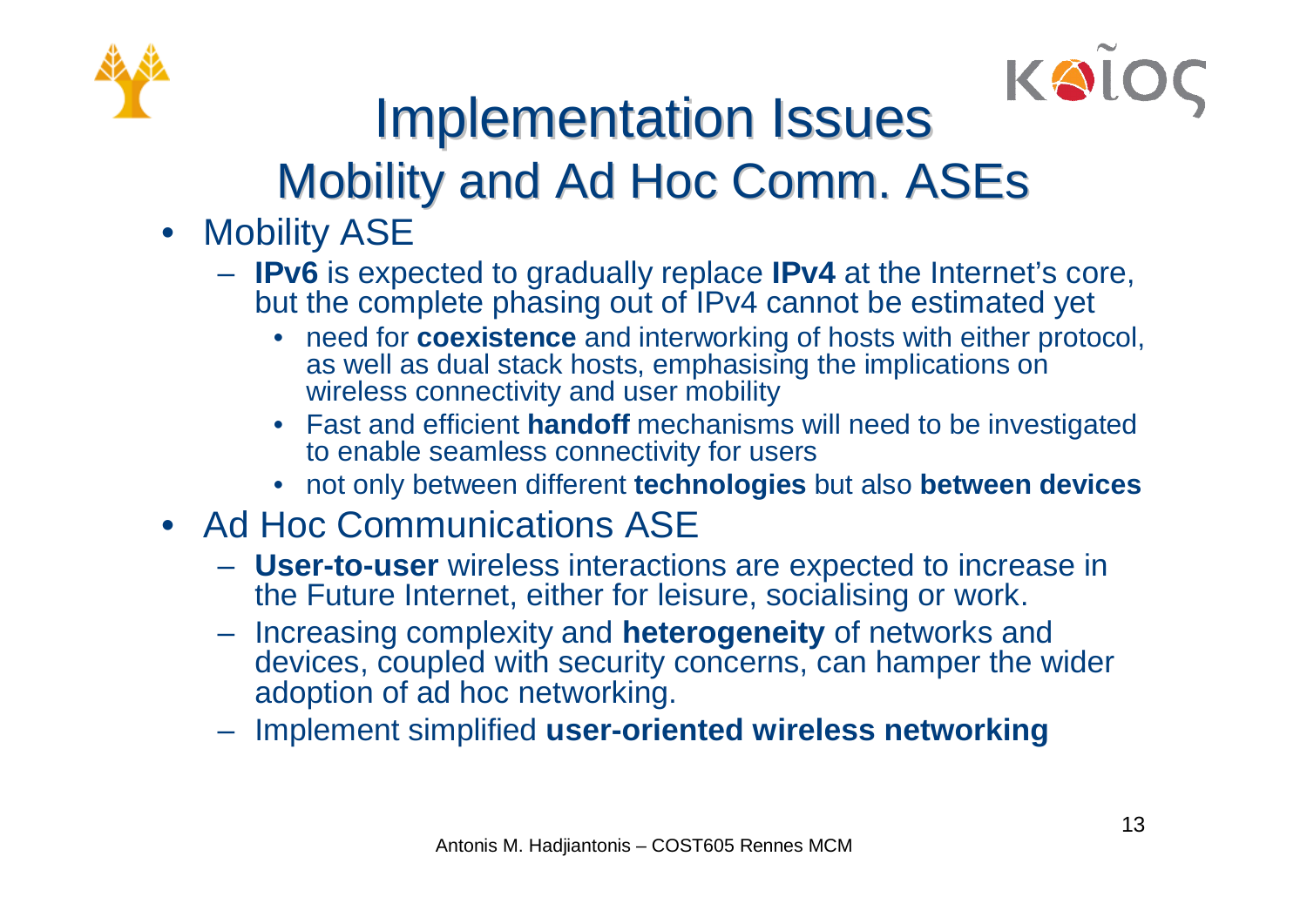# Implementation Issues

## Mobility and Ad Hoc Comm. ASEs

- Mobility ASE
  - **IPv6** is expected to gradually replace **IPv4** at the Internet's core, but the complete phasing out of IPv4 cannot be estimated yet
    - need for **coexistence** and interworking of hosts with either protocol, as well as dual stack hosts, emphasising the implications on wireless connectivity and user mobility
    - Fast and efficient **handoff** mechanisms will need to be investigated to enable seamless connectivity for users
    - not only between different **technologies** but also **between devices**
- Ad Hoc Communications ASE
  - **User-to-user** wireless interactions are expected to increase in the Future Internet, either for leisure, socialising or work.
  - Increasing complexity and **heterogeneity** of networks and devices, coupled with security concerns, can hamper the wider adoption of ad hoc networking.
  - Implement simplified **user-oriented wireless networking**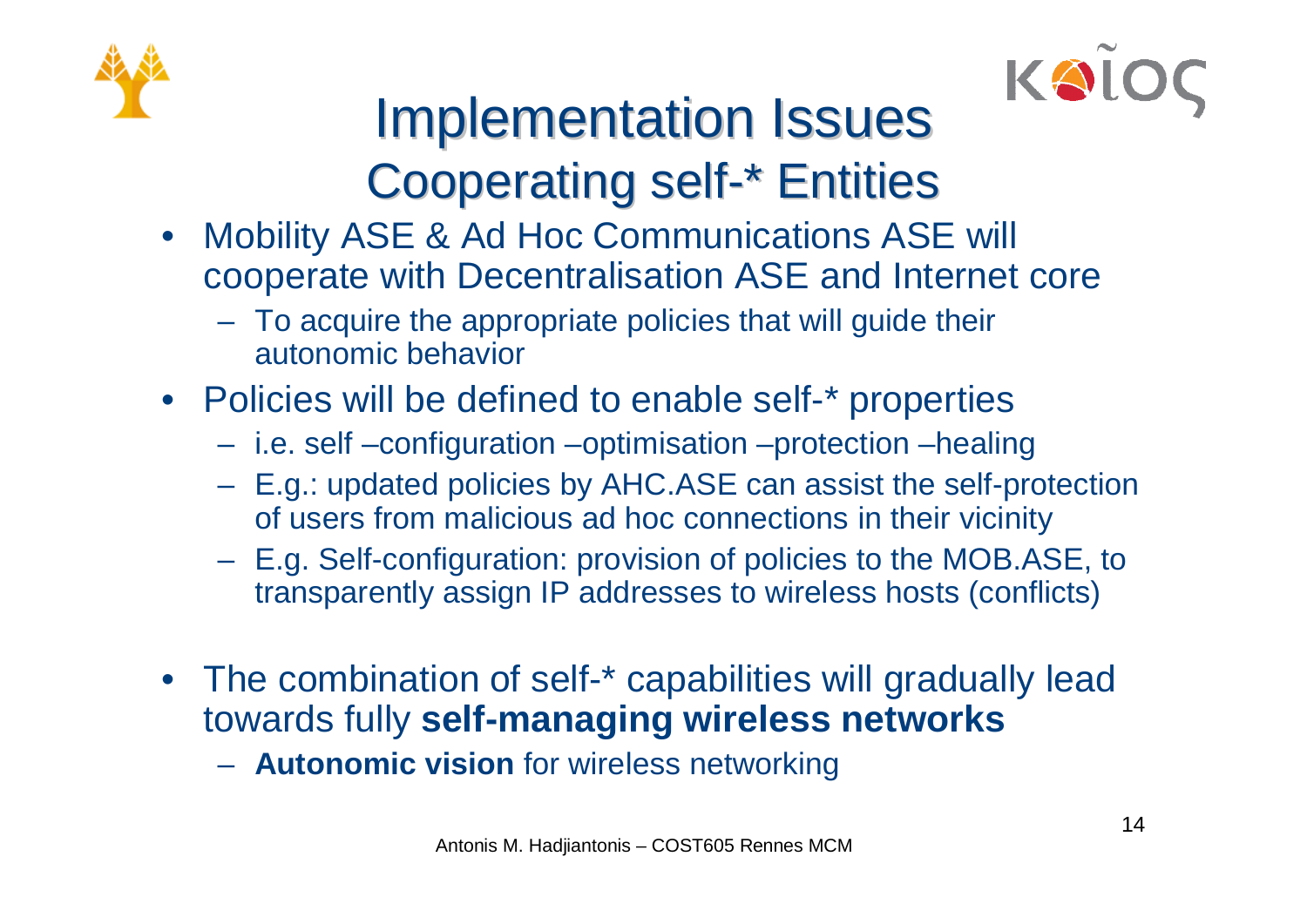# Implementation Issues
## Cooperating self-* Entities

- Mobility ASE & Ad Hoc Communications ASE will cooperate with Decentralisation ASE and Internet core
  - To acquire the appropriate policies that will guide their autonomic behavior
- Policies will be defined to enable self-* properties
  - i.e. self –configuration –optimisation –protection –healing
  - E.g.: updated policies by AHC.ASE can assist the self-protection of users from malicious ad hoc connections in their vicinity
  - E.g. Self-configuration: provision of policies to the MOB.ASE, to transparently assign IP addresses to wireless hosts (conflicts)
- The combination of self-* capabilities will gradually lead towards fully **self-managing wireless networks**
  - **Autonomic vision** for wireless networking

Antonis M. Hadjiantonis – COST605 Rennes MCM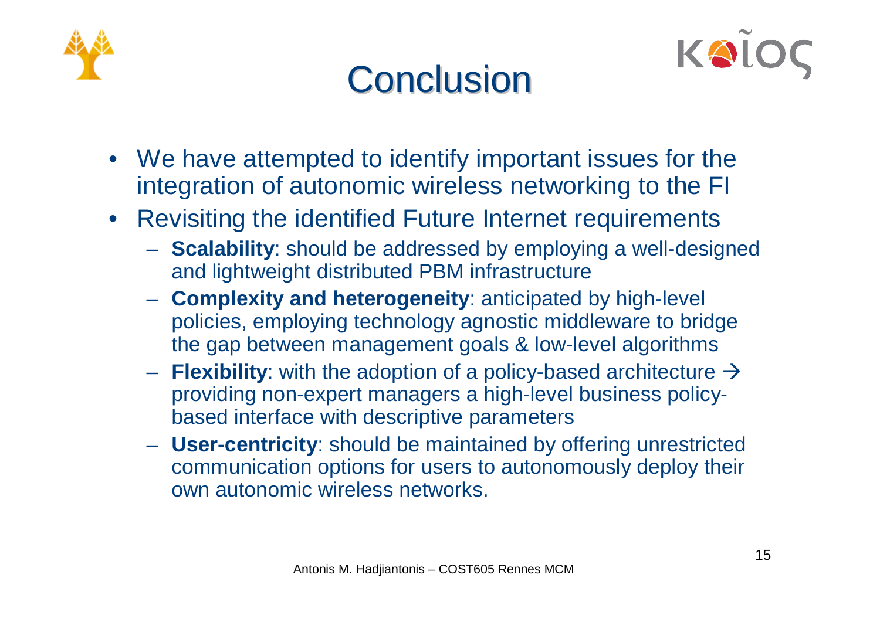# Conclusion

- We have attempted to identify important issues for the integration of autonomic wireless networking to the FI
- Revisiting the identified Future Internet requirements
  - **Scalability**: should be addressed by employing a well-designed and lightweight distributed PBM infrastructure
  - **Complexity and heterogeneity**: anticipated by high-level policies, employing technology agnostic middleware to bridge the gap between management goals & low-level algorithms
  - **Flexibility**: with the adoption of a policy-based architecture → providing non-expert managers a high-level business policy-based interface with descriptive parameters
  - **User-centricity**: should be maintained by offering unrestricted communication options for users to autonomously deploy their own autonomic wireless networks.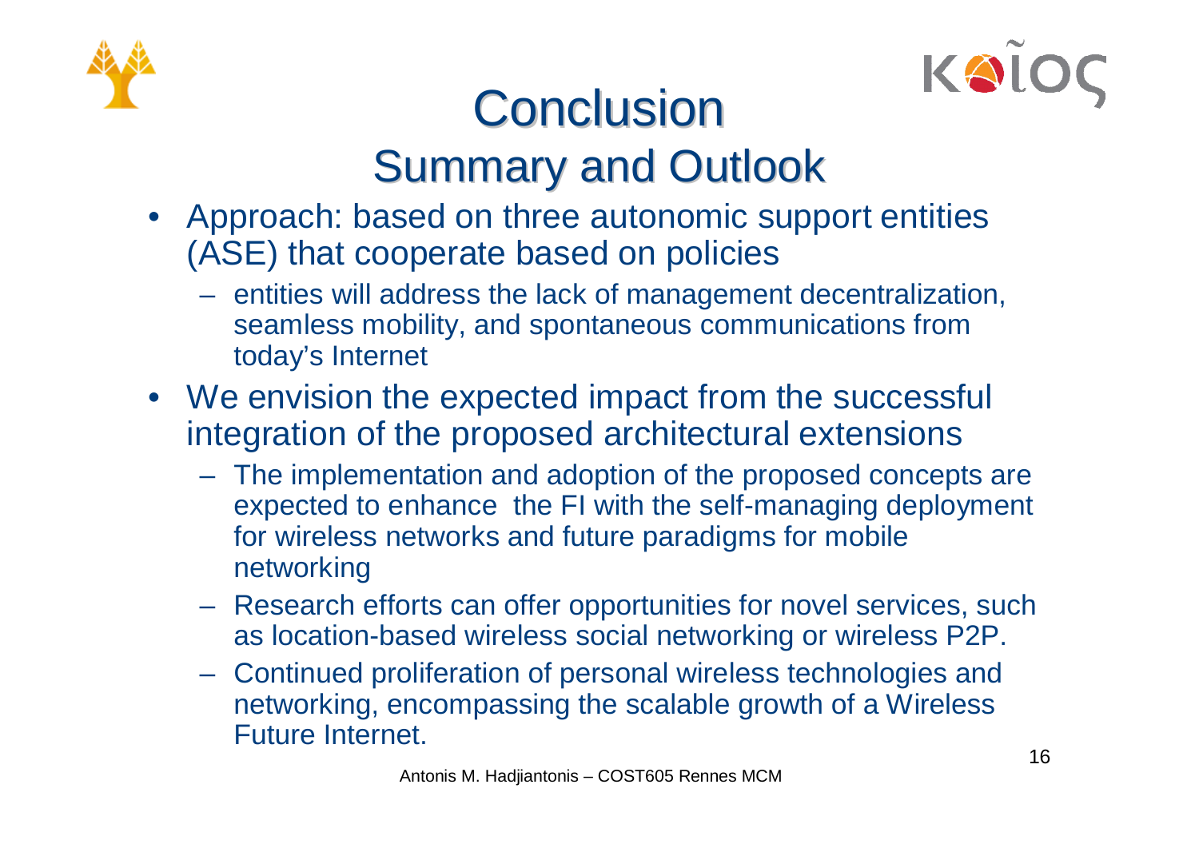# Conclusion

## Summary and Outlook

- Approach: based on three autonomic support entities (ASE) that cooperate based on policies
  - entities will address the lack of management decentralization, seamless mobility, and spontaneous communications from today's Internet
- We envision the expected impact from the successful integration of the proposed architectural extensions
  - The implementation and adoption of the proposed concepts are expected to enhance the FI with the self-managing deployment for wireless networks and future paradigms for mobile networking
  - Research efforts can offer opportunities for novel services, such as location-based wireless social networking or wireless P2P.
  - Continued proliferation of personal wireless technologies and networking, encompassing the scalable growth of a Wireless Future Internet.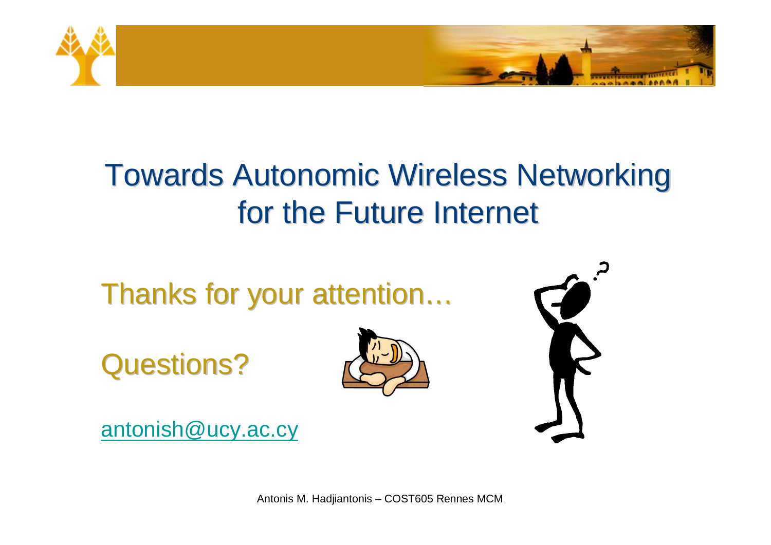# Towards Autonomic Wireless Networking for the Future Internet

Thanks for your attention…

Questions?

antonish@ucy.ac.cy